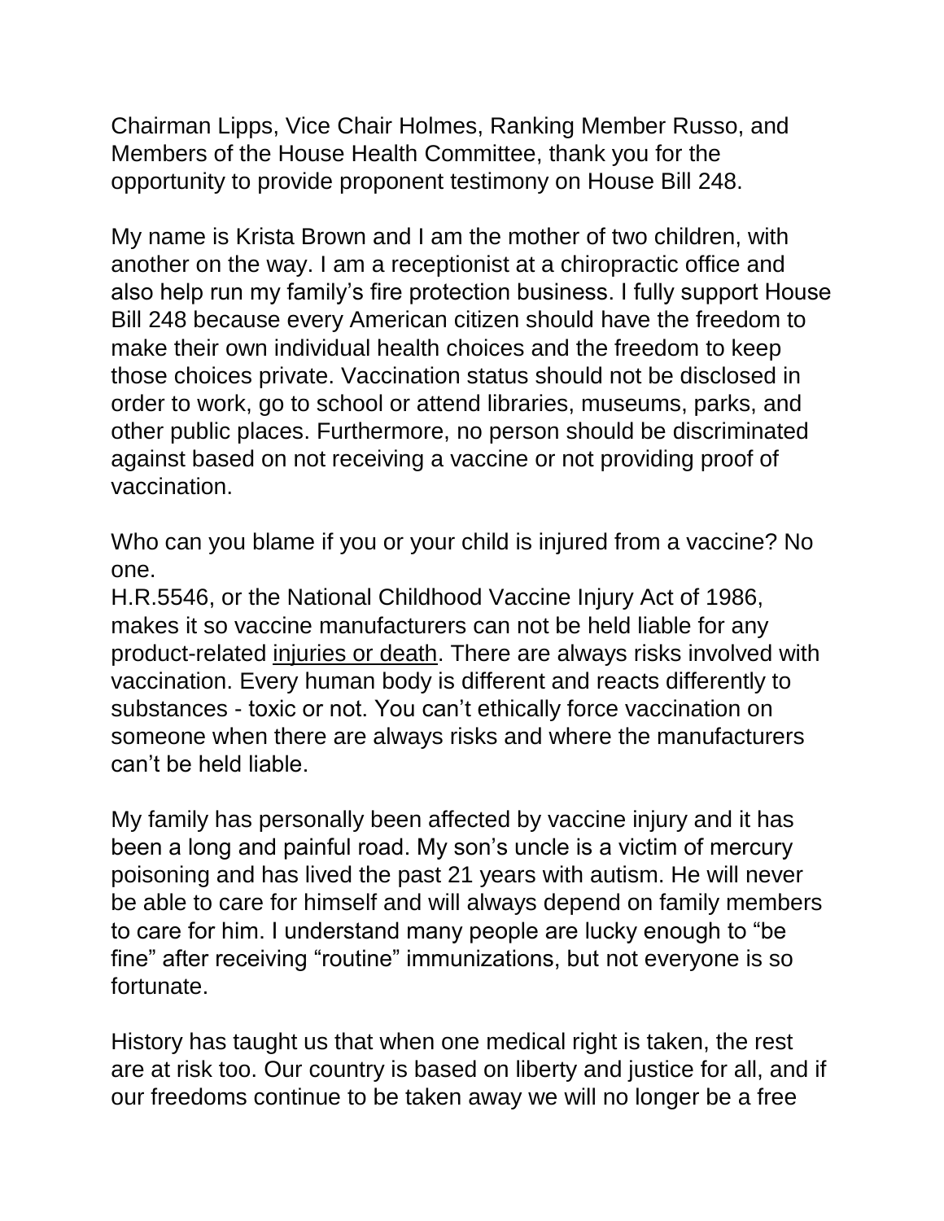Chairman Lipps, Vice Chair Holmes, Ranking Member Russo, and Members of the House Health Committee, thank you for the opportunity to provide proponent testimony on House Bill 248.

My name is Krista Brown and I am the mother of two children, with another on the way. I am a receptionist at a chiropractic office and also help run my family's fire protection business. I fully support House Bill 248 because every American citizen should have the freedom to make their own individual health choices and the freedom to keep those choices private. Vaccination status should not be disclosed in order to work, go to school or attend libraries, museums, parks, and other public places. Furthermore, no person should be discriminated against based on not receiving a vaccine or not providing proof of vaccination.

Who can you blame if you or your child is injured from a vaccine? No one.
H.R.5546, or the National Childhood Vaccine Injury Act of 1986, makes it so vaccine manufacturers can not be held liable for any product-related injuries or death. There are always risks involved with vaccination. Every human body is different and reacts differently to substances - toxic or not. You can't ethically force vaccination on someone when there are always risks and where the manufacturers can't be held liable.

My family has personally been affected by vaccine injury and it has been a long and painful road. My son's uncle is a victim of mercury poisoning and has lived the past 21 years with autism. He will never be able to care for himself and will always depend on family members to care for him. I understand many people are lucky enough to "be fine" after receiving "routine" immunizations, but not everyone is so fortunate.

History has taught us that when one medical right is taken, the rest are at risk too. Our country is based on liberty and justice for all, and if our freedoms continue to be taken away we will no longer be a free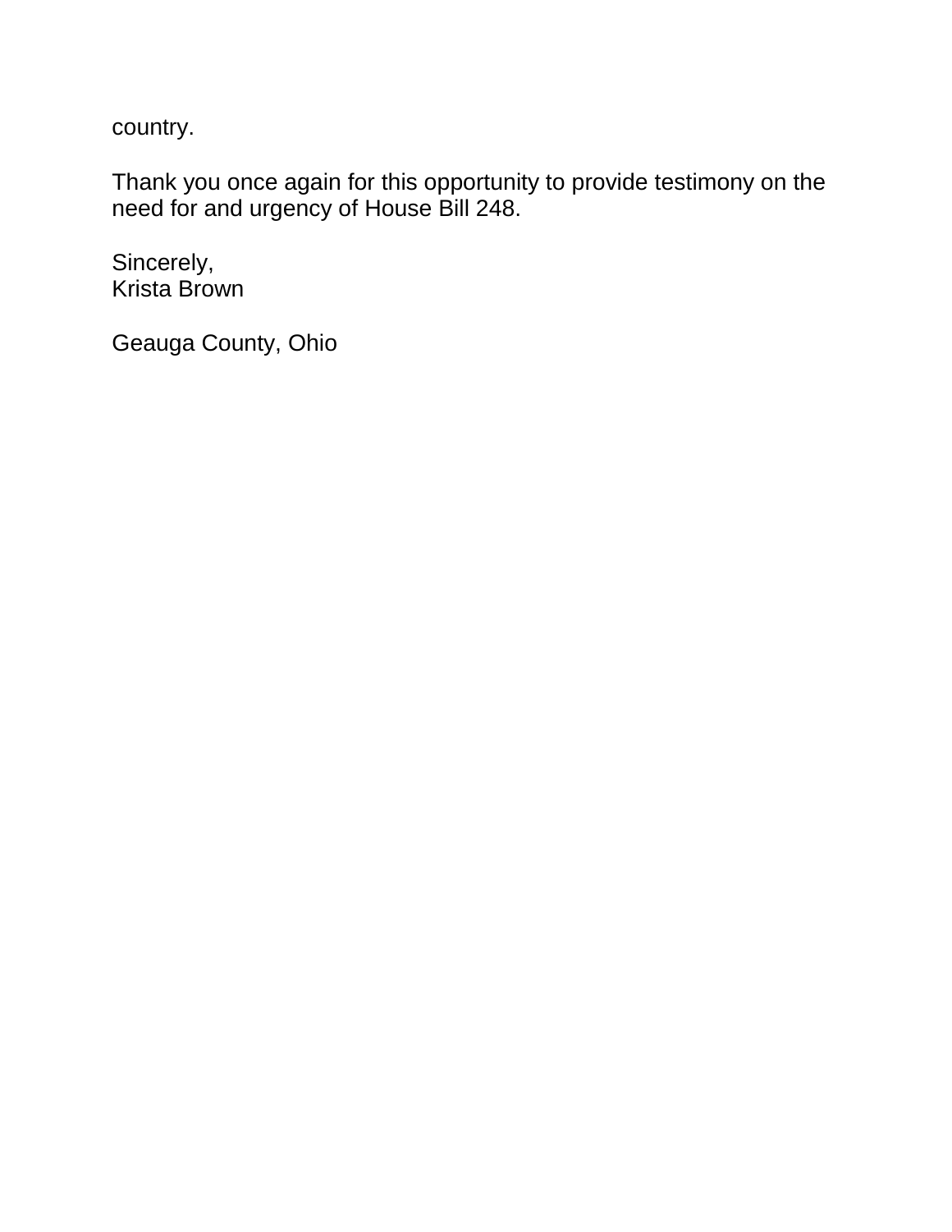country.

Thank you once again for this opportunity to provide testimony on the need for and urgency of House Bill 248.

Sincerely,
Krista Brown

Geauga County, Ohio